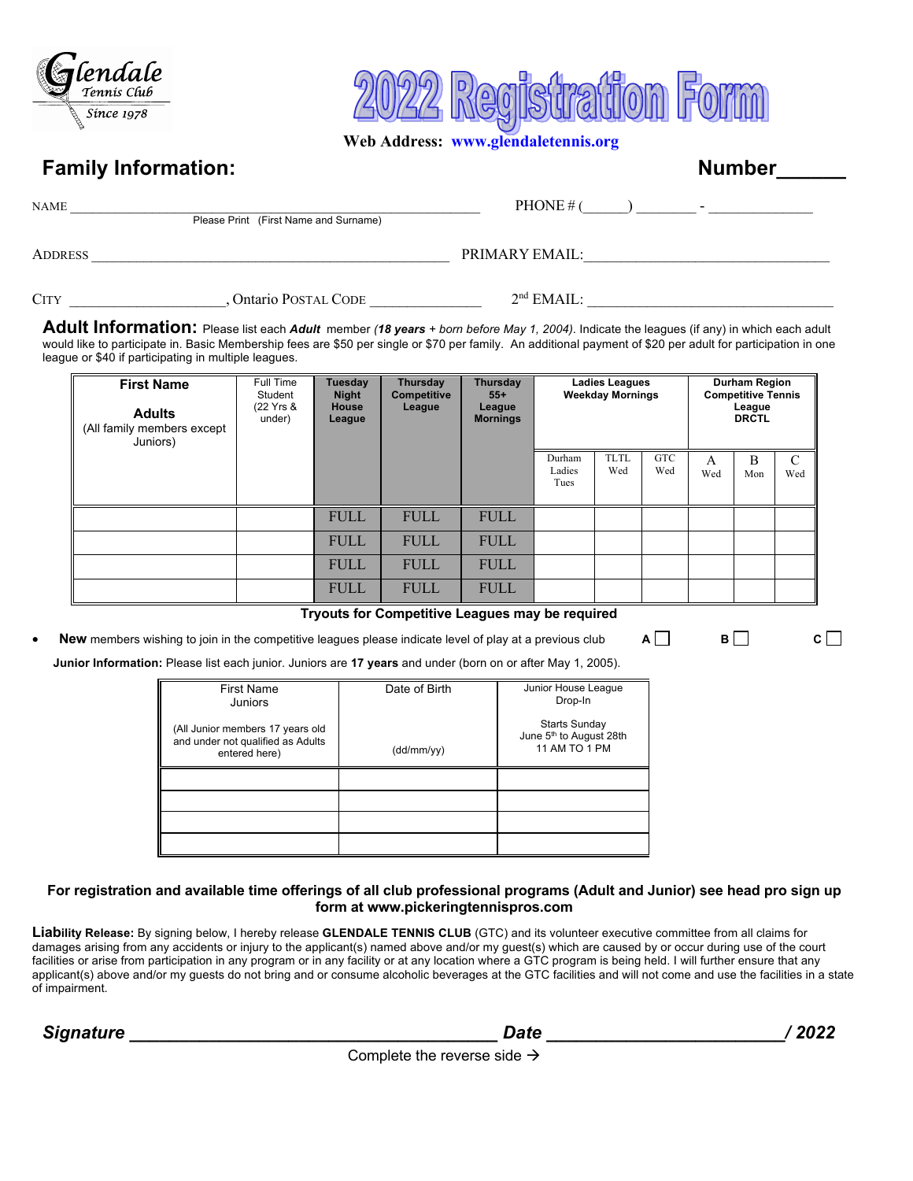Glendale Tennis Club
Since 1978

# 2022 Registration Form

**Web Address: www.glendaletennis.org**

## Family Information:

**Number______**

NAME ______________________________________________ PHONE # (_____) ________ - ____________
Please Print (First Name and Surname)

ADDRESS ______________________________________ PRIMARY EMAIL: ____________________________

CITY __________________, Ontario POSTAL CODE ______________ 2nd EMAIL: ____________________________

## Adult Information:

Please list each ***Adult*** member (***18 years*** *+ born before May 1, 2004)*. Indicate the leagues (if any) in which each adult would like to participate in. Basic Membership fees are $50 per single or $70 per family. An additional payment of $20 per adult for participation in one league or $40 if participating in multiple leagues.

| **First Name** **Adults** (All family members except Juniors) | Full Time Student (22 Yrs & under) | **Tuesday Night House League** | **Thursday Competitive League** | **Thursday 55+ League Mornings** | **Ladies Leagues Weekday Mornings** | | | **Durham Region Competitive Tennis League DRCTL** | | |
|---|---|---|---|---|---|---|---|---|---|---|
| | | | | | Durham Ladies Tues | TLTL Wed | GTC Wed | A Wed | B Mon | C Wed |
| | | FULL | FULL | FULL | | | | | | |
| | | FULL | FULL | FULL | | | | | | |
| | | FULL | FULL | FULL | | | | | | |
| | | FULL | FULL | FULL | | | | | | |

**Tryouts for Competitive Leagues may be required**

- **New** members wishing to join in the competitive leagues please indicate level of play at a previous club **A** ☐ **B** ☐ **C** ☐

**Junior Information:** Please list each junior. Juniors are **17 years** and under (born on or after May 1, 2005).

| First Name Juniors (All Junior members 17 years old and under not qualified as Adults entered here) | Date of Birth (dd/mm/yy) | Junior House League Drop-In Starts Sunday June 5th to August 28th 11 AM TO 1 PM |
|---|---|---|
| | | |
| | | |
| | | |
| | | |

**For registration and available time offerings of all club professional programs (Adult and Junior) see head pro sign up form at www.pickeringtennispros.com**

**Liability Release:** By signing below, I hereby release **GLENDALE TENNIS CLUB** (GTC) and its volunteer executive committee from all claims for damages arising from any accidents or injury to the applicant(s) named above and/or my guest(s) which are caused by or occur during use of the court facilities or arise from participation in any program or in any facility or at any location where a GTC program is being held. I will further ensure that any applicant(s) above and/or my guests do not bring and or consume alcoholic beverages at the GTC facilities and will not come and use the facilities in a state of impairment.

***Signature*** ________________________________ ***Date*** ______________________ ***/ 2022***

Complete the reverse side →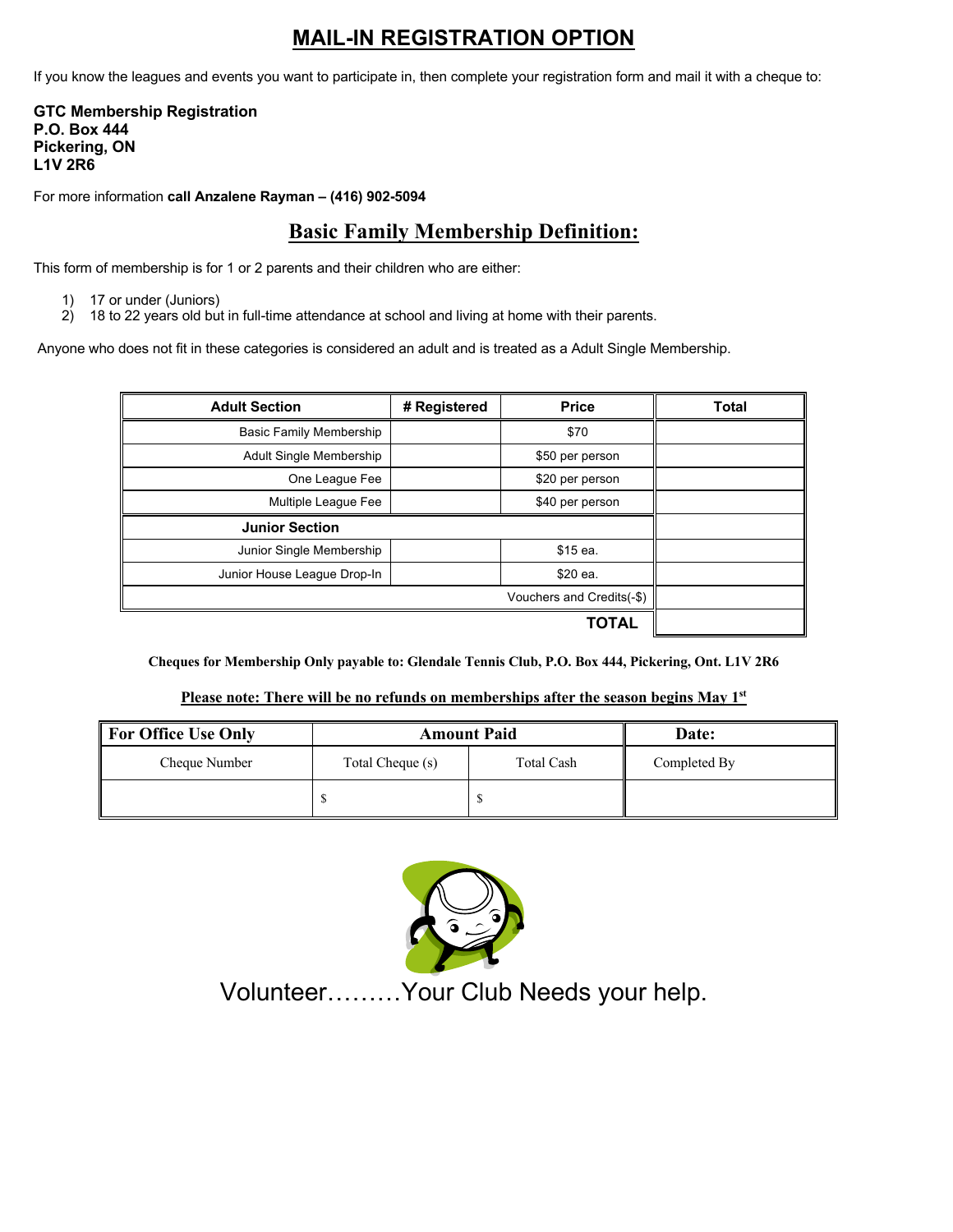# MAIL-IN REGISTRATION OPTION

If you know the leagues and events you want to participate in, then complete your registration form and mail it with a cheque to:

**GTC Membership Registration**
**P.O. Box 444**
**Pickering, ON**
**L1V 2R6**

For more information **call Anzalene Rayman – (416) 902-5094**

## Basic Family Membership Definition:

This form of membership is for 1 or 2 parents and their children who are either:

1) 17 or under (Juniors)
2) 18 to 22 years old but in full-time attendance at school and living at home with their parents.

Anyone who does not fit in these categories is considered an adult and is treated as a Adult Single Membership.

| Adult Section | # Registered | Price | Total |
|---|---|---|---|
| Basic Family Membership | | $70 | |
| Adult Single Membership | | $50 per person | |
| One League Fee | | $20 per person | |
| Multiple League Fee | | $40 per person | |
| **Junior Section** | | | |
| Junior Single Membership | | $15 ea. | |
| Junior House League Drop-In | | $20 ea. | |
| | | Vouchers and Credits(-$) | |
| | | **TOTAL** | |

**Cheques for Membership Only payable to: Glendale Tennis Club, P.O. Box 444, Pickering, Ont. L1V 2R6**

**Please note: There will be no refunds on memberships after the season begins May 1st**

| For Office Use Only | Amount Paid | | Date: |
|---|---|---|---|
| Cheque Number | Total Cheque (s) | Total Cash | Completed By |
| | $ | $ | |

Volunteer………Your Club Needs your help.